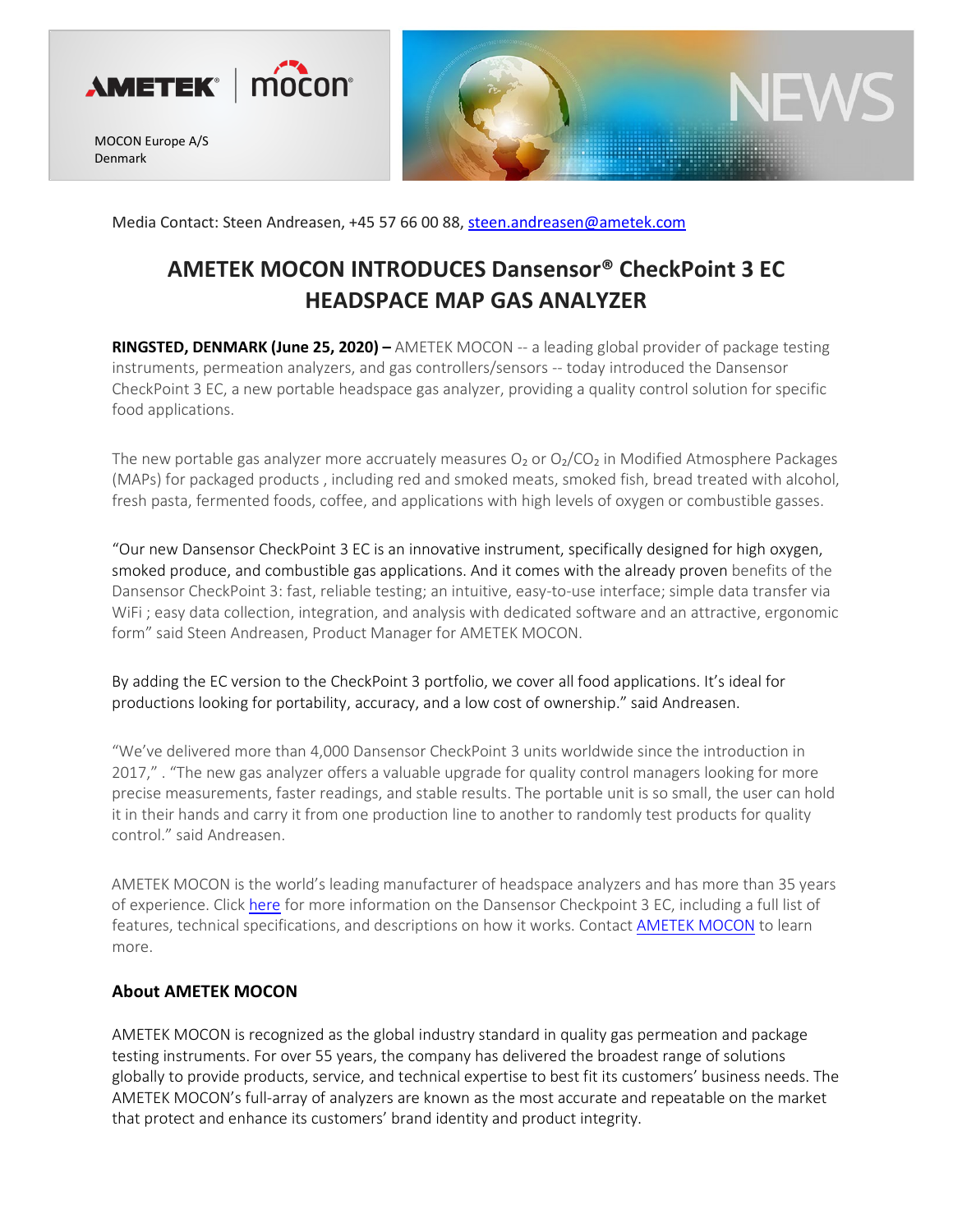MOCON Europe A/S
Denmark

Media Contact: Steen Andreasen, +45 57 66 00 88, steen.andreasen@ametek.com

# AMETEK MOCON INTRODUCES Dansensor® CheckPoint 3 EC HEADSPACE MAP GAS ANALYZER

**RINGSTED, DENMARK (June 25, 2020) –** AMETEK MOCON -- a leading global provider of package testing instruments, permeation analyzers, and gas controllers/sensors -- today introduced the Dansensor CheckPoint 3 EC, a new portable headspace gas analyzer, providing a quality control solution for specific food applications.

The new portable gas analyzer more accruately measures $O_2$ or $O_2/CO_2$ in Modified Atmosphere Packages (MAPs) for packaged products , including red and smoked meats, smoked fish, bread treated with alcohol, fresh pasta, fermented foods, coffee, and applications with high levels of oxygen or combustible gasses.

“Our new Dansensor CheckPoint 3 EC is an innovative instrument, specifically designed for high oxygen, smoked produce, and combustible gas applications. And it comes with the already proven benefits of the Dansensor CheckPoint 3: fast, reliable testing; an intuitive, easy-to-use interface; simple data transfer via WiFi ; easy data collection, integration, and analysis with dedicated software and an attractive, ergonomic form” said Steen Andreasen, Product Manager for AMETEK MOCON.

By adding the EC version to the CheckPoint 3 portfolio, we cover all food applications. It’s ideal for productions looking for portability, accuracy, and a low cost of ownership.” said Andreasen.

“We’ve delivered more than 4,000 Dansensor CheckPoint 3 units worldwide since the introduction in 2017,” . “The new gas analyzer offers a valuable upgrade for quality control managers looking for more precise measurements, faster readings, and stable results. The portable unit is so small, the user can hold it in their hands and carry it from one production line to another to randomly test products for quality control.” said Andreasen.

AMETEK MOCON is the world’s leading manufacturer of headspace analyzers and has more than 35 years of experience. Click here for more information on the Dansensor Checkpoint 3 EC, including a full list of features, technical specifications, and descriptions on how it works. Contact AMETEK MOCON to learn more.

### About AMETEK MOCON

AMETEK MOCON is recognized as the global industry standard in quality gas permeation and package testing instruments. For over 55 years, the company has delivered the broadest range of solutions globally to provide products, service, and technical expertise to best fit its customers’ business needs. The AMETEK MOCON’s full-array of analyzers are known as the most accurate and repeatable on the market that protect and enhance its customers’ brand identity and product integrity.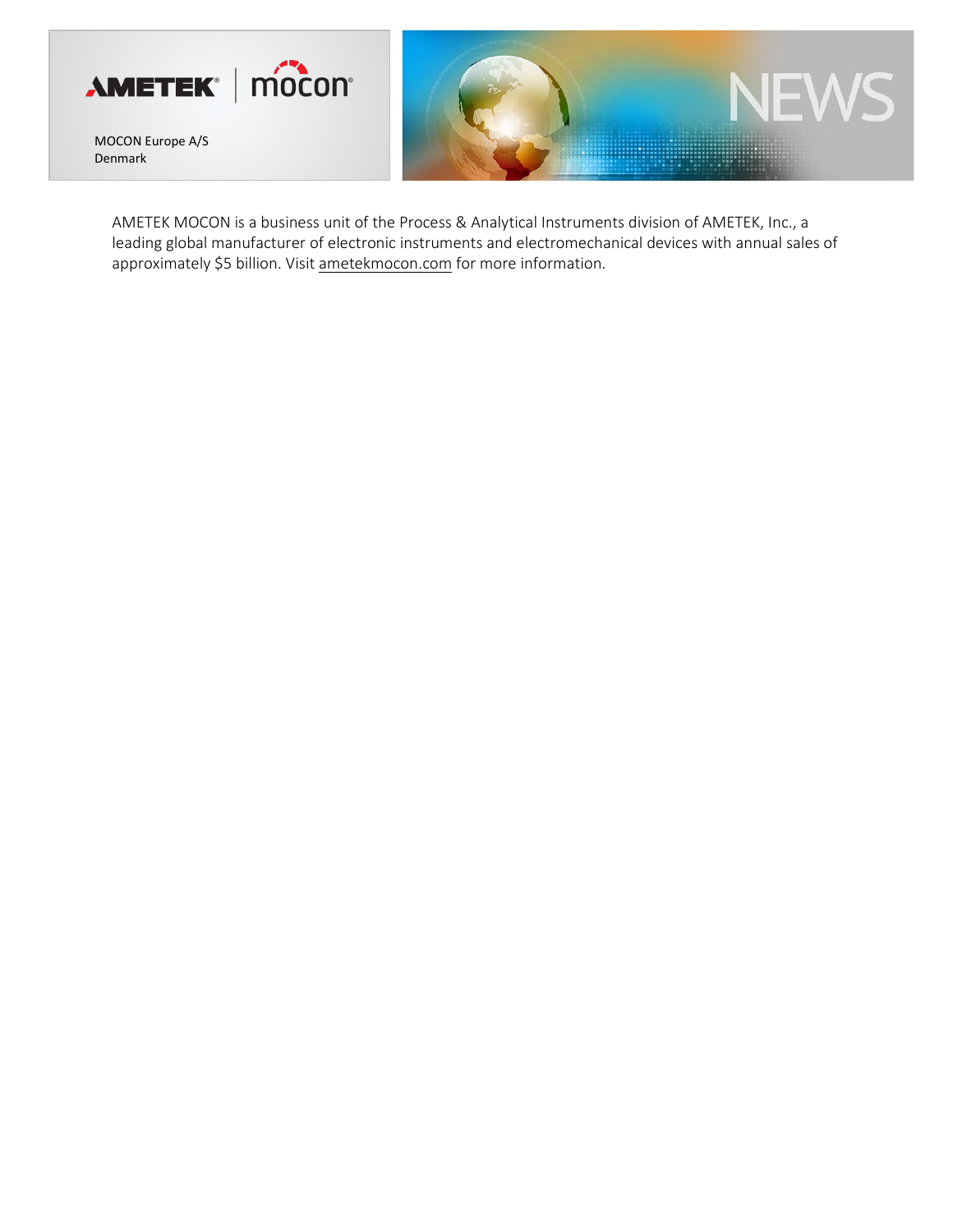MOCON Europe A/S
Denmark

NEWS

AMETEK MOCON is a business unit of the Process & Analytical Instruments division of AMETEK, Inc., a leading global manufacturer of electronic instruments and electromechanical devices with annual sales of approximately $5 billion. Visit ametekmocon.com for more information.